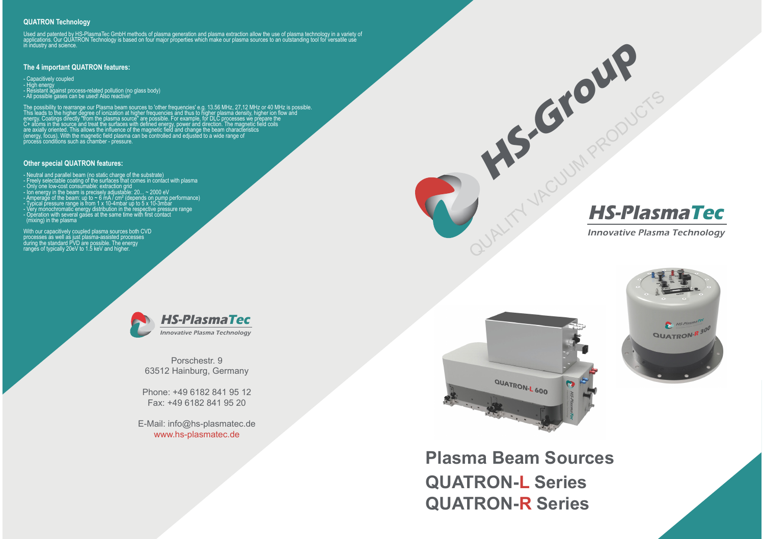## QUATRON Technology

Used and patented by HS-PlasmaTec GmbH methods of plasma generation and plasma extraction allow the use of plasma technology in a variety of applications. Our QUATRON Technology is based on four major properties which make our plasma sources to an outstanding tool for versatile use in industry and science.

### The 4 important QUATRON features:

- Capacitively coupled
- High energy
- Resistant against process-related pollution (no glass body)
- All possible gases can be used! Also reactive!

The possibility to rearrange our Plasma beam sources to 'other frequencies' e.g. 13.56 MHz, 27,12 MHz or 40 MHz is possible. This leads to the higher degree of ionization at higher frequencies and thus to higher plasma density, higher ion flow and energy. Coatings directly "from the plasma source" are possible. For example, for DLC processes we prepare the $C^+$ atoms in the source and treat the surfaces with defined energy, power and direction. The magnetic field coils are axially oriented. This allows the influence of the magnetic field and change the beam characteristics (energy, focus). With the magnetic field plasma can be controlled and edjusted to a wide range of process conditions such as chamber - pressure.

### Other special QUATRON features:

- Neutral and parallel beam (no static charge of the substrate)
- Freely selectable coating of the surfaces that comes in contact with plasma
- Only one low-cost consumable: extraction grid
- Ion energy in the beam is precisely adjustable: 20... ~ 2000 eV
- Amperage of the beam: up to ~ 6 mA / cm² (depends on pump performance)
- Typical pressure range is from 1 x 10-4mbar up to 5 x 10-3mbar
- Very monochromatic energy distribution in the respective pressure range
- Operation with several gases at the same time with first contact (mixing) in the plasma

With our capacitively coupled plasma sources both CVD processes as well as just plasma-assisted processes during the standard PVD are possible. The energy ranges of typically 20eV to 1.5 keV and higher.

**HS-PlasmaTec**
*Innovative Plasma Technology*

Porschestr. 9
63512 Hainburg, Germany

Phone: +49 6182 841 95 12
Fax: +49 6182 841 95 20

E-Mail: info@hs-plasmatec.de
www.hs-plasmatec.de

**HS-Group**
QUALITY VACUUM PRODUCTS

**HS-PlasmaTec**
*Innovative Plasma Technology*

QUATRON-L 600

QUATRON-R 300

# Plasma Beam Sources
## QUATRON-L Series
## QUATRON-R Series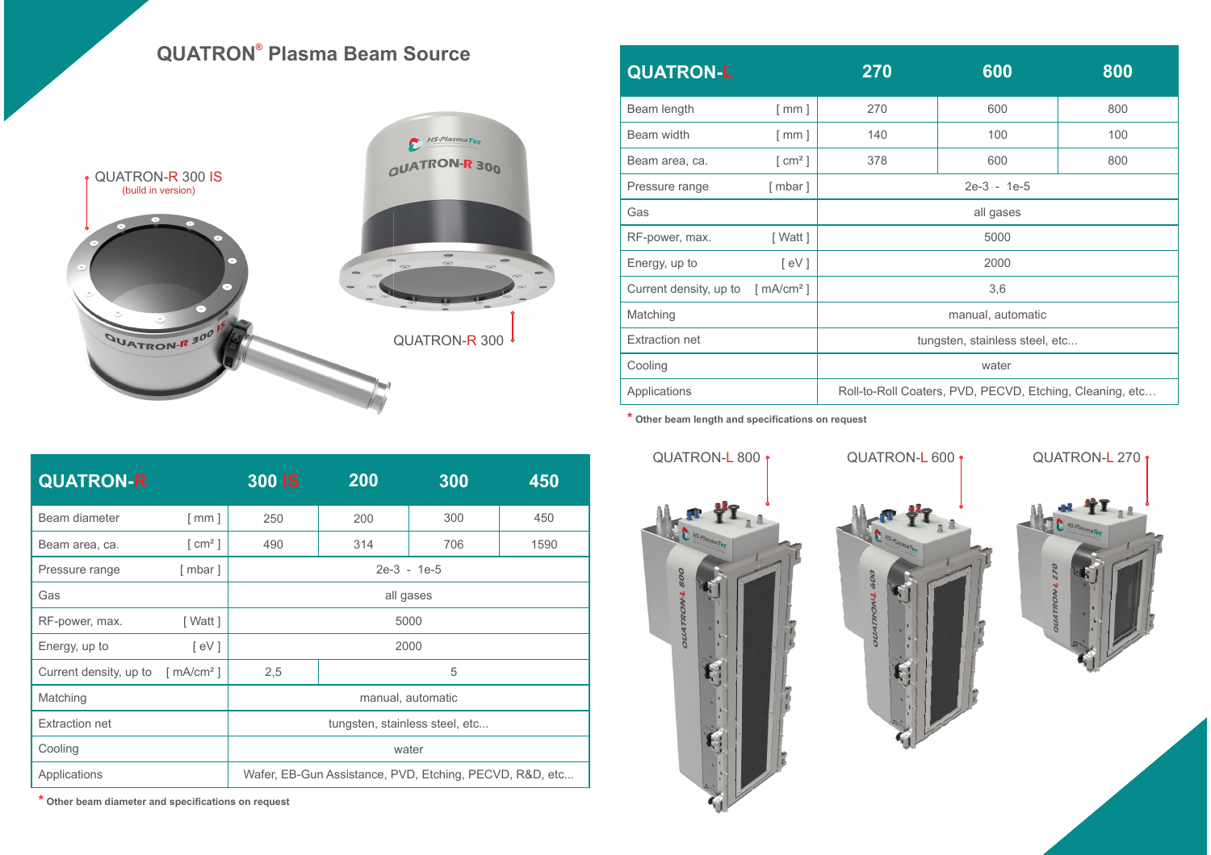# QUATRON® Plasma Beam Source

QUATRON-R 300 IS
(build in version)

QUATRON-R 300

| QUATRON-R | | 300 IS | 200 | 300 | 450 |
|---|---|---|---|---|---|
| Beam diameter | [ mm ] | 250 | 200 | 300 | 450 |
| Beam area, ca. | [ cm² ] | 490 | 314 | 706 | 1590 |
| Pressure range | [ mbar ] | 2e-3 - 1e-5 | | | |
| Gas | | all gases | | | |
| RF-power, max. | [ Watt ] | 5000 | | | |
| Energy, up to | [ eV ] | 2000 | | | |
| Current density, up to | [ mA/cm² ] | 2,5 | 5 | | |
| Matching | | manual, automatic | | | |
| Extraction net | | tungsten, stainless steel, etc... | | | |
| Cooling | | water | | | |
| Applications | | Wafer, EB-Gun Assistance, PVD, Etching, PECVD, R&D, etc... | | | |

**\* Other beam diameter and specifications on request**

| QUATRON-L | | 270 | 600 | 800 |
|---|---|---|---|---|
| Beam length | [ mm ] | 270 | 600 | 800 |
| Beam width | [ mm ] | 140 | 100 | 100 |
| Beam area, ca. | [ cm² ] | 378 | 600 | 800 |
| Pressure range | [ mbar ] | 2e-3 - 1e-5 | | |
| Gas | | all gases | | |
| RF-power, max. | [ Watt ] | 5000 | | |
| Energy, up to | [ eV ] | 2000 | | |
| Current density, up to | [ mA/cm² ] | 3,6 | | |
| Matching | | manual, automatic | | |
| Extraction net | | tungsten, stainless steel, etc... | | |
| Cooling | | water | | |
| Applications | | Roll-to-Roll Coaters, PVD, PECVD, Etching, Cleaning, etc… | | |

**\* Other beam length and specifications on request**

QUATRON-L 800

QUATRON-L 600

QUATRON-L 270